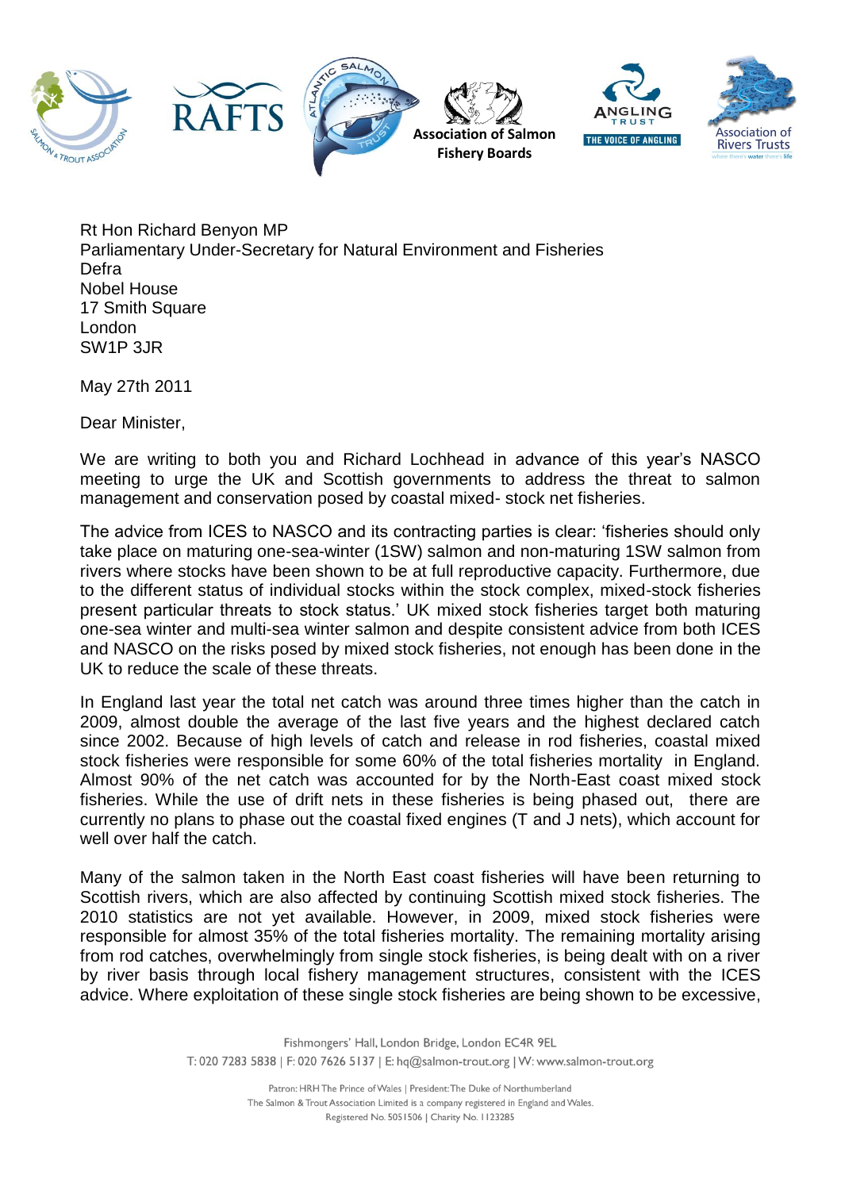Rt Hon Richard Benyon MP
Parliamentary Under-Secretary for Natural Environment and Fisheries
Defra
Nobel House
17 Smith Square
London
SW1P 3JR

May 27th 2011

Dear Minister,

We are writing to both you and Richard Lochhead in advance of this year's NASCO meeting to urge the UK and Scottish governments to address the threat to salmon management and conservation posed by coastal mixed- stock net fisheries.

The advice from ICES to NASCO and its contracting parties is clear: 'fisheries should only take place on maturing one-sea-winter (1SW) salmon and non-maturing 1SW salmon from rivers where stocks have been shown to be at full reproductive capacity. Furthermore, due to the different status of individual stocks within the stock complex, mixed-stock fisheries present particular threats to stock status.' UK mixed stock fisheries target both maturing one-sea winter and multi-sea winter salmon and despite consistent advice from both ICES and NASCO on the risks posed by mixed stock fisheries, not enough has been done in the UK to reduce the scale of these threats.

In England last year the total net catch was around three times higher than the catch in 2009, almost double the average of the last five years and the highest declared catch since 2002. Because of high levels of catch and release in rod fisheries, coastal mixed stock fisheries were responsible for some 60% of the total fisheries mortality in England. Almost 90% of the net catch was accounted for by the North-East coast mixed stock fisheries. While the use of drift nets in these fisheries is being phased out, there are currently no plans to phase out the coastal fixed engines (T and J nets), which account for well over half the catch.

Many of the salmon taken in the North East coast fisheries will have been returning to Scottish rivers, which are also affected by continuing Scottish mixed stock fisheries. The 2010 statistics are not yet available. However, in 2009, mixed stock fisheries were responsible for almost 35% of the total fisheries mortality. The remaining mortality arising from rod catches, overwhelmingly from single stock fisheries, is being dealt with on a river by river basis through local fishery management structures, consistent with the ICES advice. Where exploitation of these single stock fisheries are being shown to be excessive,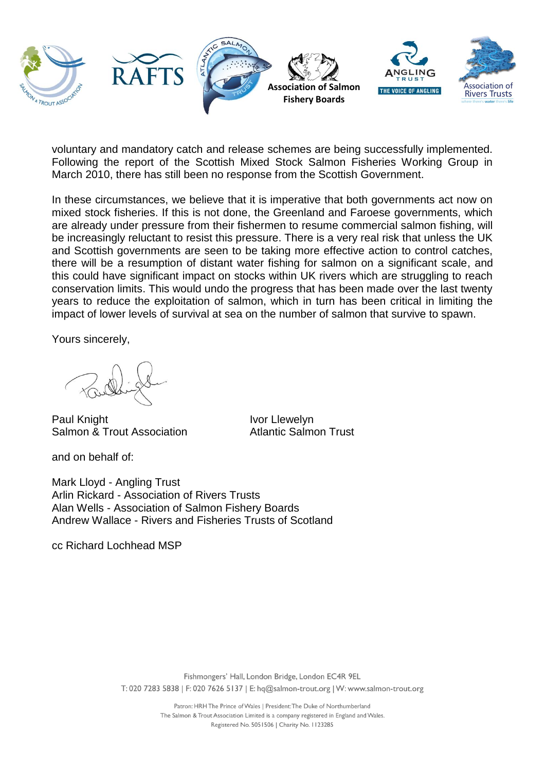voluntary and mandatory catch and release schemes are being successfully implemented. Following the report of the Scottish Mixed Stock Salmon Fisheries Working Group in March 2010, there has still been no response from the Scottish Government.

In these circumstances, we believe that it is imperative that both governments act now on mixed stock fisheries. If this is not done, the Greenland and Faroese governments, which are already under pressure from their fishermen to resume commercial salmon fishing, will be increasingly reluctant to resist this pressure. There is a very real risk that unless the UK and Scottish governments are seen to be taking more effective action to control catches, there will be a resumption of distant water fishing for salmon on a significant scale, and this could have significant impact on stocks within UK rivers which are struggling to reach conservation limits. This would undo the progress that has been made over the last twenty years to reduce the exploitation of salmon, which in turn has been critical in limiting the impact of lower levels of survival at sea on the number of salmon that survive to spawn.

Yours sincerely,

Paul Knight
Salmon & Trout Association

Ivor Llewelyn
Atlantic Salmon Trust

and on behalf of:

Mark Lloyd - Angling Trust
Arlin Rickard - Association of Rivers Trusts
Alan Wells - Association of Salmon Fishery Boards
Andrew Wallace - Rivers and Fisheries Trusts of Scotland

cc Richard Lochhead MSP